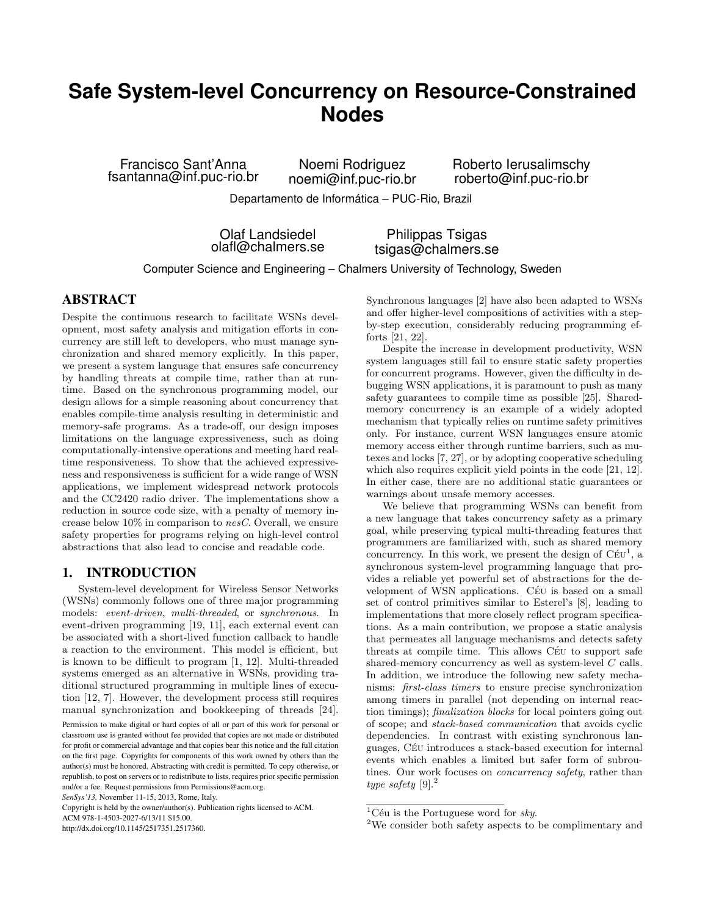# Safe System-level Concurrency on Resource-Constrained Nodes

Francisco Sant'Anna
fsantanna@inf.puc-rio.br

Noemi Rodriguez
noemi@inf.puc-rio.br

Roberto Ierusalimschy
roberto@inf.puc-rio.br

Departamento de Informática – PUC-Rio, Brazil

Olaf Landsiedel
olafl@chalmers.se

Philippas Tsigas
tsigas@chalmers.se

Computer Science and Engineering – Chalmers University of Technology, Sweden

## ABSTRACT

Despite the continuous research to facilitate WSNs development, most safety analysis and mitigation efforts in concurrency are still left to developers, who must manage synchronization and shared memory explicitly. In this paper, we present a system language that ensures safe concurrency by handling threats at compile time, rather than at runtime. Based on the synchronous programming model, our design allows for a simple reasoning about concurrency that enables compile-time analysis resulting in deterministic and memory-safe programs. As a trade-off, our design imposes limitations on the language expressiveness, such as doing computationally-intensive operations and meeting hard real-time responsiveness. To show that the achieved expressiveness and responsiveness is sufficient for a wide range of WSN applications, we implement widespread network protocols and the CC2420 radio driver. The implementations show a reduction in source code size, with a penalty of memory increase below 10% in comparison to *nesC*. Overall, we ensure safety properties for programs relying on high-level control abstractions that also lead to concise and readable code.

## 1. INTRODUCTION

System-level development for Wireless Sensor Networks (WSNs) commonly follows one of three major programming models: *event-driven*, *multi-threaded*, or *synchronous*. In event-driven programming [19, 11], each external event can be associated with a short-lived function callback to handle a reaction to the environment. This model is efficient, but is known to be difficult to program [1, 12]. Multi-threaded systems emerged as an alternative in WSNs, providing traditional structured programming in multiple lines of execution [12, 7]. However, the development process still requires manual synchronization and bookkeeping of threads [24]. Synchronous languages [2] have also been adapted to WSNs and offer higher-level compositions of activities with a step-by-step execution, considerably reducing programming efforts [21, 22].

Permission to make digital or hard copies of all or part of this work for personal or classroom use is granted without fee provided that copies are not made or distributed for profit or commercial advantage and that copies bear this notice and the full citation on the first page. Copyrights for components of this work owned by others than the author(s) must be honored. Abstracting with credit is permitted. To copy otherwise, or republish, to post on servers or to redistribute to lists, requires prior specific permission and/or a fee. Request permissions from Permissions@acm.org.
*SenSys'13,* November 11-15, 2013, Rome, Italy.
Copyright is held by the owner/author(s). Publication rights licensed to ACM.
ACM 978-1-4503-2027-6/13/11 $15.00.
http://dx.doi.org/10.1145/2517351.2517360.

Despite the increase in development productivity, WSN system languages still fail to ensure static safety properties for concurrent programs. However, given the difficulty in debugging WSN applications, it is paramount to push as many safety guarantees to compile time as possible [25]. Shared-memory concurrency is an example of a widely adopted mechanism that typically relies on runtime safety primitives only. For instance, current WSN languages ensure atomic memory access either through runtime barriers, such as mutexes and locks [7, 27], or by adopting cooperative scheduling which also requires explicit yield points in the code [21, 12]. In either case, there are no additional static guarantees or warnings about unsafe memory accesses.

We believe that programming WSNs can benefit from a new language that takes concurrency safety as a primary goal, while preserving typical multi-threading features that programmers are familiarized with, such as shared memory concurrency. In this work, we present the design of Céu[1], a synchronous system-level programming language that provides a reliable yet powerful set of abstractions for the development of WSN applications. Céu is based on a small set of control primitives similar to Esterel's [8], leading to implementations that more closely reflect program specifications. As a main contribution, we propose a static analysis that permeates all language mechanisms and detects safety threats at compile time. This allows Céu to support safe shared-memory concurrency as well as system-level *C* calls. In addition, we introduce the following new safety mechanisms: *first-class timers* to ensure precise synchronization among timers in parallel (not depending on internal reaction timings); *finalization blocks* for local pointers going out of scope; and *stack-based communication* that avoids cyclic dependencies. In contrast with existing synchronous languages, Céu introduces a stack-based execution for internal events which enables a limited but safer form of subroutines. Our work focuses on *concurrency safety*, rather than *type safety* [9].[2]

[1] Céu is the Portuguese word for *sky*.

[2] We consider both safety aspects to be complimentary and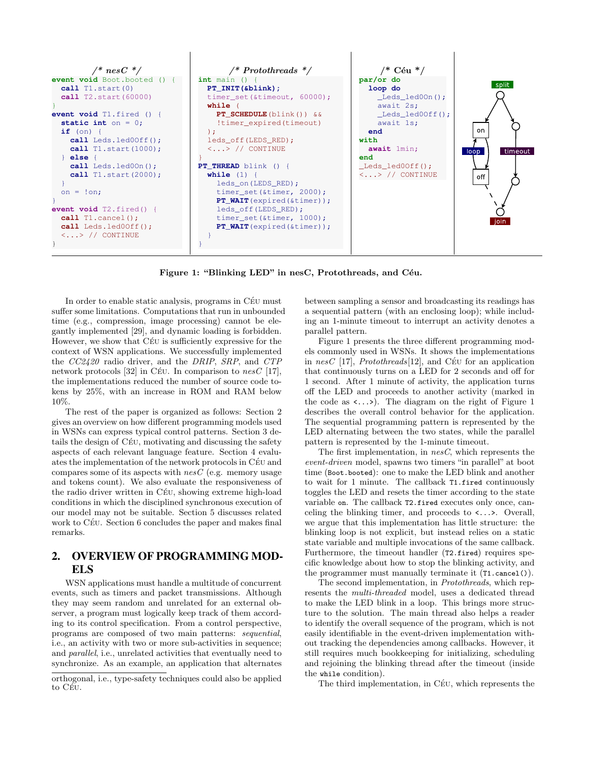```
/* nesC */
event void Boot.booted () {
  call T1.start(0)
  call T2.start(60000)
}
event void T1.fired () {
  static int on = 0;
  if (on) {
    call Leds.led0Off();
    call T1.start(1000);
  } else {
    call Leds.led0On();
    call T1.start(2000);
  }
  on = !on;
}
event void T2.fired() {
  call T1.cancel();
  call Leds.led0Off();
  <...> // CONTINUE
}
```

```
/* Protothreads */
int main () {
  PT_INIT(&blink);
  timer_set(&timeout, 60000);
  while (
    PT_SCHEDULE(blink()) &&
    !timer_expired(timeout)
  );
  leds_off(LEDS_RED);
  <...> // CONTINUE
}
PT_THREAD blink () {
  while (1) {
    leds_on(LEDS_RED);
    timer_set(&timer, 2000);
    PT_WAIT(expired(&timer));
    leds_off(LEDS_RED);
    timer_set(&timer, 1000);
    PT_WAIT(expired(&timer));
  }
}
```

```
/* Céu */
par/or do
  loop do
    _Leds_led0On();
    await 2s;
    _Leds_led0Off();
    await 1s;
  end
with
  await 1min;
end
_Leds_led0Off();
<...> // CONTINUE
```

**Figure 1: "Blinking LED" in nesC, Protothreads, and Céu.**

In order to enable static analysis, programs in Céu must suffer some limitations. Computations that run in unbounded time (e.g., compression, image processing) cannot be elegantly implemented [29], and dynamic loading is forbidden. However, we show that Céu is sufficiently expressive for the context of WSN applications. We successfully implemented the *CC2420* radio driver, and the *DRIP*, *SRP*, and *CTP* network protocols [32] in Céu. In comparison to *nesC* [17], the implementations reduced the number of source code tokens by 25%, with an increase in ROM and RAM below 10%.

The rest of the paper is organized as follows: Section 2 gives an overview on how different programming models used in WSNs can express typical control patterns. Section 3 details the design of Céu, motivating and discussing the safety aspects of each relevant language feature. Section 4 evaluates the implementation of the network protocols in Céu and compares some of its aspects with *nesC* (e.g. memory usage and tokens count). We also evaluate the responsiveness of the radio driver written in Céu, showing extreme high-load conditions in which the disciplined synchronous execution of our model may not be suitable. Section 5 discusses related work to Céu. Section 6 concludes the paper and makes final remarks.

## 2. OVERVIEW OF PROGRAMMING MODELS

WSN applications must handle a multitude of concurrent events, such as timers and packet transmissions. Although they may seem random and unrelated for an external observer, a program must logically keep track of them according to its control specification. From a control perspective, programs are composed of two main patterns: *sequential*, i.e., an activity with two or more sub-activities in sequence; and *parallel*, i.e., unrelated activities that eventually need to synchronize. As an example, an application that alternates between sampling a sensor and broadcasting its readings has a sequential pattern (with an enclosing loop); while including an 1-minute timeout to interrupt an activity denotes a parallel pattern.

Figure 1 presents the three different programming models commonly used in WSNs. It shows the implementations in *nesC* [17], *Protothreads*[12], and Céu for an application that continuously turns on a LED for 2 seconds and off for 1 second. After 1 minute of activity, the application turns off the LED and proceeds to another activity (marked in the code as `<...>`). The diagram on the right of Figure 1 describes the overall control behavior for the application. The sequential programming pattern is represented by the LED alternating between the two states, while the parallel pattern is represented by the 1-minute timeout.

The first implementation, in *nesC*, which represents the *event-driven* model, spawns two timers "in parallel" at boot time (`Boot.booted`): one to make the LED blink and another to wait for 1 minute. The callback `T1.fired` continuously toggles the LED and resets the timer according to the state variable `on`. The callback `T2.fired` executes only once, canceling the blinking timer, and proceeds to `<...>`. Overall, we argue that this implementation has little structure: the blinking loop is not explicit, but instead relies on a static state variable and multiple invocations of the same callback. Furthermore, the timeout handler (`T2.fired`) requires specific knowledge about how to stop the blinking activity, and the programmer must manually terminate it (`T1.cancel()`).

The second implementation, in *Protothreads*, which represents the *multi-threaded* model, uses a dedicated thread to make the LED blink in a loop. This brings more structure to the solution. The main thread also helps a reader to identify the overall sequence of the program, which is not easily identifiable in the event-driven implementation without tracking the dependencies among callbacks. However, it still requires much bookkeeping for initializing, scheduling and rejoining the blinking thread after the timeout (inside the `while` condition).

The third implementation, in Céu, which represents the

---

orthogonal, i.e., type-safety techniques could also be applied to Céu.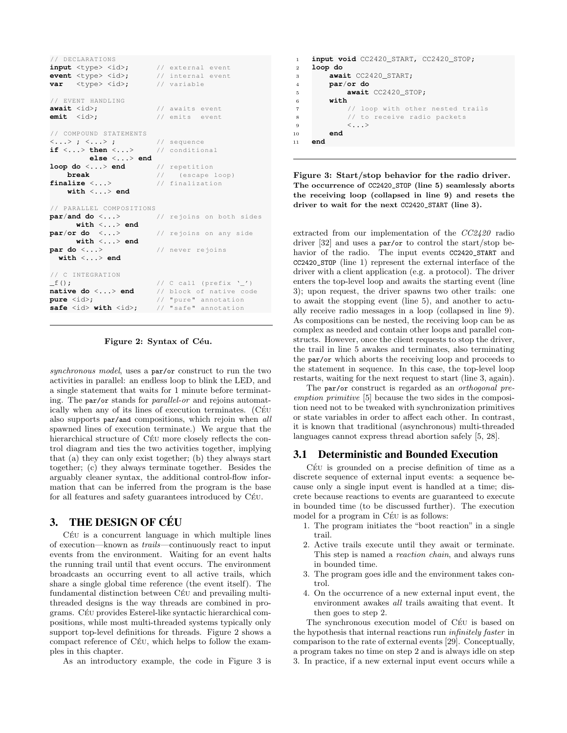```
// DECLARATIONS
input <type> <id>;       // external event
event <type> <id>;       // internal event
var   <type> <id>;       // variable

// EVENT HANDLING
await <id>;              // awaits event
emit  <id>;              // emits  event

// COMPOUND STATEMENTS
<...> ; <...> ;          // sequence
if <...> then <...>      // conditional
         else <...> end
loop do <...> end        // repetition
    break                //   (escape loop)
finalize <...>           // finalization
    with <...> end

// PARALLEL COMPOSITIONS
par/and do <...>         // rejoins on both sides
      with <...> end
par/or do  <...>         // rejoins on any side
      with <...> end
par do <...>             // never rejoins
  with <...> end

// C INTEGRATION
_f();                    // C call (prefix '_')
native do <...> end      // block of native code
pure <id>;               // "pure" annotation
safe <id> with <id>;     // "safe" annotation
```

**Figure 2: Syntax of Céu.**

*synchronous model*, uses a `par/or` construct to run the two activities in parallel: an endless loop to blink the LED, and a single statement that waits for 1 minute before terminating. The `par/or` stands for *parallel-or* and rejoins automatically when any of its lines of execution terminates. (Céu also supports `par/and` compositions, which rejoin when *all* spawned lines of execution terminate.) We argue that the hierarchical structure of Céu more closely reflects the control diagram and ties the two activities together, implying that (a) they can only exist together; (b) they always start together; (c) they always terminate together. Besides the arguably cleaner syntax, the additional control-flow information that can be inferred from the program is the base for all features and safety guarantees introduced by Céu.

# 3. THE DESIGN OF CÉU

Céu is a concurrent language in which multiple lines of execution—known as *trails*—continuously react to input events from the environment. Waiting for an event halts the running trail until that event occurs. The environment broadcasts an occurring event to all active trails, which share a single global time reference (the event itself). The fundamental distinction between Céu and prevailing multi-threaded designs is the way threads are combined in programs. Céu provides Esterel-like syntactic hierarchical compositions, while most multi-threaded systems typically only support top-level definitions for threads. Figure 2 shows a compact reference of Céu, which helps to follow the examples in this chapter.

As an introductory example, the code in Figure 3 is

```
1  input void CC2420_START, CC2420_STOP;
2  loop do
3      await CC2420_START;
4      par/or do
5          await CC2420_STOP;
6      with
7          // loop with other nested trails
8          // to receive radio packets
9          <...>
10     end
11 end
```

**Figure 3: Start/stop behavior for the radio driver. The occurrence of `CC2420_STOP` (line 5) seamlessly aborts the receiving loop (collapsed in line 9) and resets the driver to wait for the next `CC2420_START` (line 3).**

extracted from our implementation of the *CC2420* radio driver [32] and uses a `par/or` to control the start/stop behavior of the radio. The input events `CC2420_START` and `CC2420_STOP` (line 1) represent the external interface of the driver with a client application (e.g. a protocol). The driver enters the top-level loop and awaits the starting event (line 3); upon request, the driver spawns two other trails: one to await the stopping event (line 5), and another to actually receive radio messages in a loop (collapsed in line 9). As compositions can be nested, the receiving loop can be as complex as needed and contain other loops and parallel constructs. However, once the client requests to stop the driver, the trail in line 5 awakes and terminates, also terminating the `par/or` which aborts the receiving loop and proceeds to the statement in sequence. In this case, the top-level loop restarts, waiting for the next request to start (line 3, again).

The `par/or` construct is regarded as an *orthogonal preemption primitive* [5] because the two sides in the composition need not to be tweaked with synchronization primitives or state variables in order to affect each other. In contrast, it is known that traditional (asynchronous) multi-threaded languages cannot express thread abortion safely [5, 28].

## 3.1 Deterministic and Bounded Execution

Céu is grounded on a precise definition of time as a discrete sequence of external input events: a sequence because only a single input event is handled at a time; discrete because reactions to events are guaranteed to execute in bounded time (to be discussed further). The execution model for a program in Céu is as follows:

1. The program initiates the "boot reaction" in a single trail.
2. Active trails execute until they await or terminate. This step is named a *reaction chain*, and always runs in bounded time.
3. The program goes idle and the environment takes control.
4. On the occurrence of a new external input event, the environment awakes *all* trails awaiting that event. It then goes to step 2.

The synchronous execution model of Céu is based on the hypothesis that internal reactions run *infinitely faster* in comparison to the rate of external events [29]. Conceptually, a program takes no time on step 2 and is always idle on step 3. In practice, if a new external input event occurs while a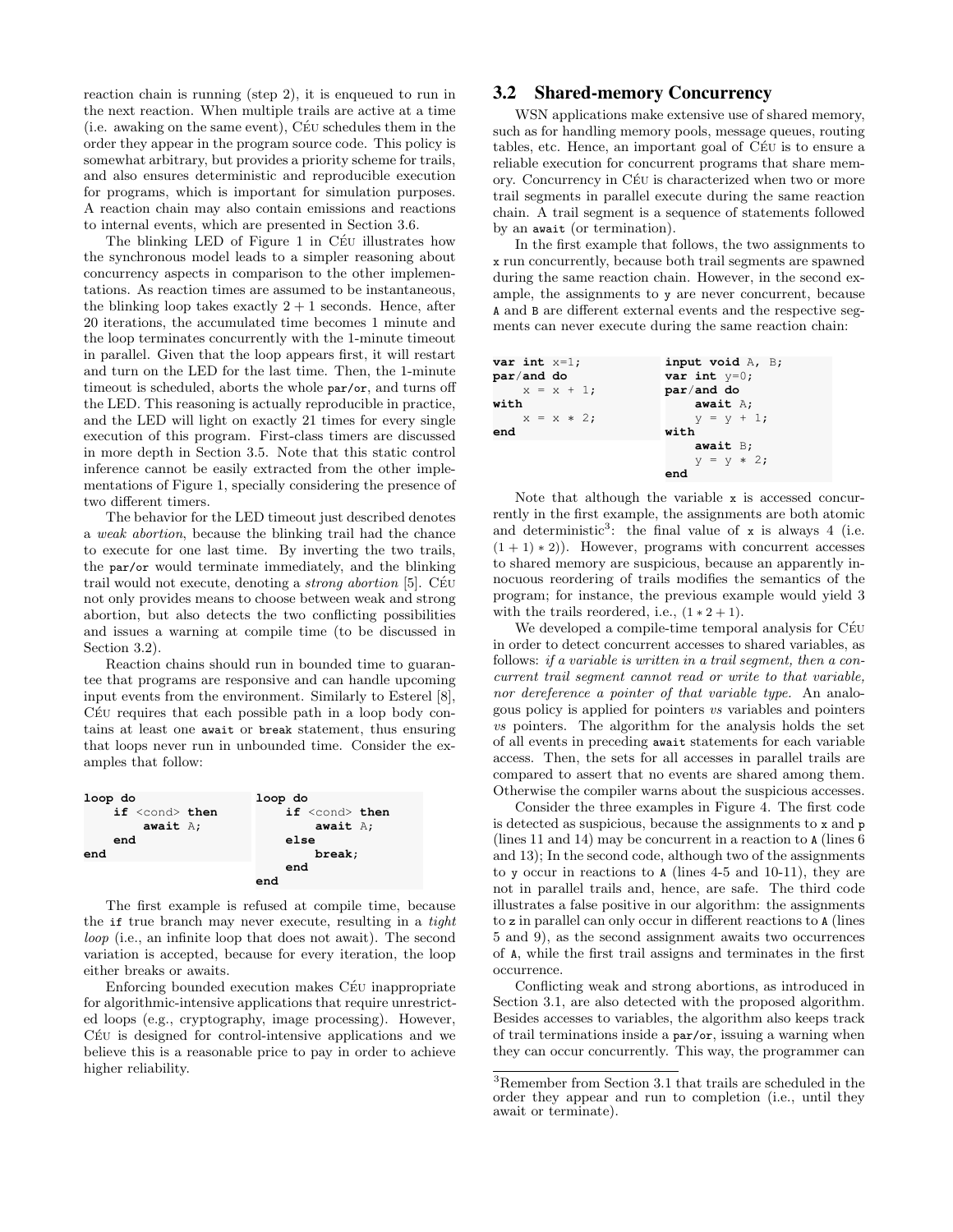reaction chain is running (step 2), it is enqueued to run in the next reaction. When multiple trails are active at a time (i.e. awaking on the same event), Céu schedules them in the order they appear in the program source code. This policy is somewhat arbitrary, but provides a priority scheme for trails, and also ensures deterministic and reproducible execution for programs, which is important for simulation purposes. A reaction chain may also contain emissions and reactions to internal events, which are presented in Section 3.6.

The blinking LED of Figure 1 in Céu illustrates how the synchronous model leads to a simpler reasoning about concurrency aspects in comparison to the other implementations. As reaction times are assumed to be instantaneous, the blinking loop takes exactly $2 + 1$ seconds. Hence, after 20 iterations, the accumulated time becomes 1 minute and the loop terminates concurrently with the 1-minute timeout in parallel. Given that the loop appears first, it will restart and turn on the LED for the last time. Then, the 1-minute timeout is scheduled, aborts the whole `par/or`, and turns off the LED. This reasoning is actually reproducible in practice, and the LED will light on exactly 21 times for every single execution of this program. First-class timers are discussed in more depth in Section 3.5. Note that this static control inference cannot be easily extracted from the other implementations of Figure 1, specially considering the presence of two different timers.

The behavior for the LED timeout just described denotes a *weak abortion*, because the blinking trail had the chance to execute for one last time. By inverting the two trails, the `par/or` would terminate immediately, and the blinking trail would not execute, denoting a *strong abortion* [5]. Céu not only provides means to choose between weak and strong abortion, but also detects the two conflicting possibilities and issues a warning at compile time (to be discussed in Section 3.2).

Reaction chains should run in bounded time to guarantee that programs are responsive and can handle upcoming input events from the environment. Similarly to Esterel [8], Céu requires that each possible path in a loop body contains at least one `await` or `break` statement, thus ensuring that loops never run in unbounded time. Consider the examples that follow:

```
loop do
    if <cond> then
        await A;
    end
end
```

```
loop do
    if <cond> then
        await A;
    else
        break;
    end
end
```

The first example is refused at compile time, because the `if` true branch may never execute, resulting in a *tight loop* (i.e., an infinite loop that does not await). The second variation is accepted, because for every iteration, the loop either breaks or awaits.

Enforcing bounded execution makes Céu inappropriate for algorithmic-intensive applications that require unrestricted loops (e.g., cryptography, image processing). However, Céu is designed for control-intensive applications and we believe this is a reasonable price to pay in order to achieve higher reliability.

## 3.2 Shared-memory Concurrency

WSN applications make extensive use of shared memory, such as for handling memory pools, message queues, routing tables, etc. Hence, an important goal of Céu is to ensure a reliable execution for concurrent programs that share memory. Concurrency in Céu is characterized when two or more trail segments in parallel execute during the same reaction chain. A trail segment is a sequence of statements followed by an `await` (or termination).

In the first example that follows, the two assignments to `x` run concurrently, because both trail segments are spawned during the same reaction chain. However, in the second example, the assignments to `y` are never concurrent, because `A` and `B` are different external events and the respective segments can never execute during the same reaction chain:

```
var int x=1;
par/and do
    x = x + 1;
with
    x = x * 2;
end
```

```
input void A, B;
var int y=0;
par/and do
    await A;
    y = y + 1;
with
    await B;
    y = y * 2;
end
```

Note that although the variable `x` is accessed concurrently in the first example, the assignments are both atomic and deterministic[3]: the final value of `x` is always 4 (i.e. $(1 + 1) * 2)$). However, programs with concurrent accesses to shared memory are suspicious, because an apparently innocuous reordering of trails modifies the semantics of the program; for instance, the previous example would yield 3 with the trails reordered, i.e., $(1 * 2 + 1)$.

We developed a compile-time temporal analysis for Céu in order to detect concurrent accesses to shared variables, as follows: *if a variable is written in a trail segment, then a concurrent trail segment cannot read or write to that variable, nor dereference a pointer of that variable type.* An analogous policy is applied for pointers *vs* variables and pointers *vs* pointers. The algorithm for the analysis holds the set of all events in preceding `await` statements for each variable access. Then, the sets for all accesses in parallel trails are compared to assert that no events are shared among them. Otherwise the compiler warns about the suspicious accesses.

Consider the three examples in Figure 4. The first code is detected as suspicious, because the assignments to `x` and `p` (lines 11 and 14) may be concurrent in a reaction to `A` (lines 6 and 13); In the second code, although two of the assignments to `y` occur in reactions to `A` (lines 4-5 and 10-11), they are not in parallel trails and, hence, are safe. The third code illustrates a false positive in our algorithm: the assignments to `z` in parallel can only occur in different reactions to `A` (lines 5 and 9), as the second assignment awaits two occurrences of `A`, while the first trail assigns and terminates in the first occurrence.

Conflicting weak and strong abortions, as introduced in Section 3.1, are also detected with the proposed algorithm. Besides accesses to variables, the algorithm also keeps track of trail terminations inside a `par/or`, issuing a warning when they can occur concurrently. This way, the programmer can

[3] Remember from Section 3.1 that trails are scheduled in the order they appear and run to completion (i.e., until they await or terminate).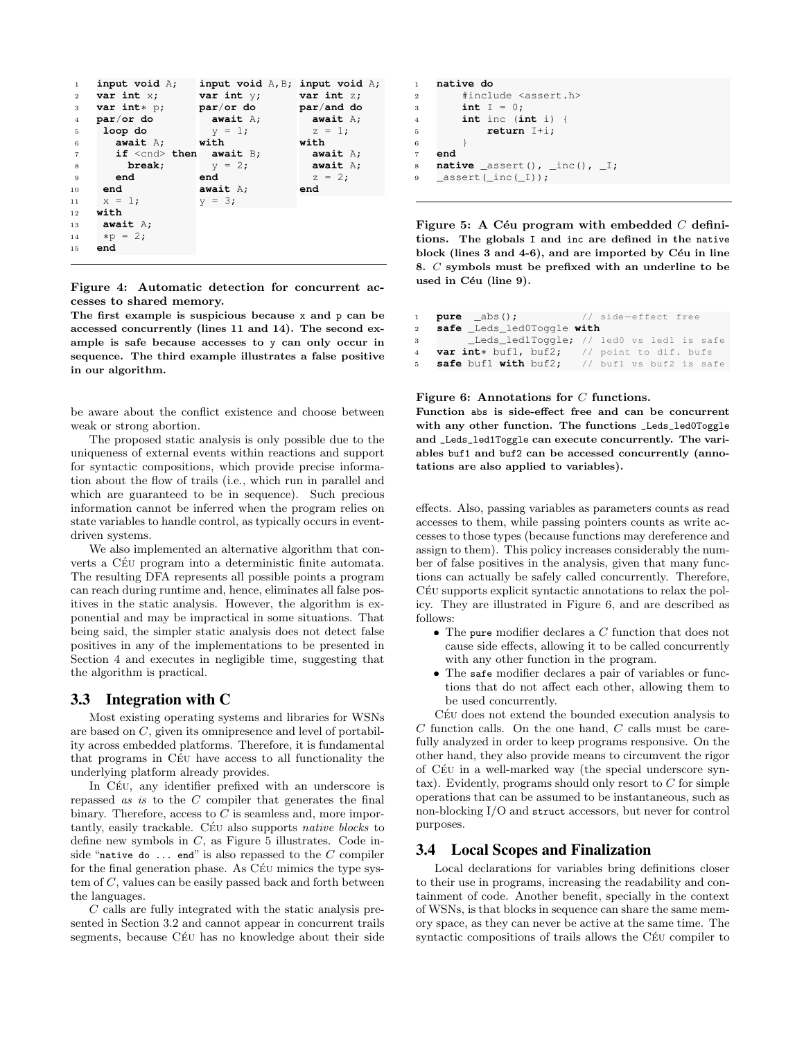```
1  input void A;          input void A,B;   input void A;
2  var int x;             var int y;        var int z;
3  var int* p;            par/or do         par/and do
4  par/or do                await A;          await A;
5   loop do                 y = 1;            z = 1;
6     await A;            with              with
7     if <cnd> then         await B;          await A;
8       break;              y = 2;            await A;
9     end                 end                 z = 2;
10   end                  await A;          end
11   x = 1;               y = 3;
12 with
13   await A;
14   *p = 2;
15 end
```

**Figure 4: Automatic detection for concurrent accesses to shared memory.**
**The first example is suspicious because x and p can be accessed concurrently (lines 11 and 14). The second example is safe because accesses to y can only occur in sequence. The third example illustrates a false positive in our algorithm.**

be aware about the conflict existence and choose between weak or strong abortion.

The proposed static analysis is only possible due to the uniqueness of external events within reactions and support for syntactic compositions, which provide precise information about the flow of trails (i.e., which run in parallel and which are guaranteed to be in sequence). Such precious information cannot be inferred when the program relies on state variables to handle control, as typically occurs in event-driven systems.

We also implemented an alternative algorithm that converts a CÉU program into a deterministic finite automata. The resulting DFA represents all possible points a program can reach during runtime and, hence, eliminates all false positives in the static analysis. However, the algorithm is exponential and may be impractical in some situations. That being said, the simpler static analysis does not detect false positives in any of the implementations to be presented in Section 4 and executes in negligible time, suggesting that the algorithm is practical.

### 3.3 Integration with C

Most existing operating systems and libraries for WSNs are based on *C*, given its omnipresence and level of portability across embedded platforms. Therefore, it is fundamental that programs in CÉU have access to all functionality the underlying platform already provides.

In CÉU, any identifier prefixed with an underscore is repassed *as is* to the *C* compiler that generates the final binary. Therefore, access to *C* is seamless and, more importantly, easily trackable. CÉU also supports *native blocks* to define new symbols in *C*, as Figure 5 illustrates. Code inside "`native do ... end`" is also repassed to the *C* compiler for the final generation phase. As CÉU mimics the type system of *C*, values can be easily passed back and forth between the languages.

*C* calls are fully integrated with the static analysis presented in Section 3.2 and cannot appear in concurrent trails segments, because CÉU has no knowledge about their side effects. Also, passing variables as parameters counts as read accesses to them, while passing pointers counts as write accesses to those types (because functions may dereference and assign to them). This policy increases considerably the number of false positives in the analysis, given that many functions can actually be safely called concurrently. Therefore, CÉU supports explicit syntactic annotations to relax the policy. They are illustrated in Figure 6, and are described as follows:

- The `pure` modifier declares a *C* function that does not cause side effects, allowing it to be called concurrently with any other function in the program.
- The `safe` modifier declares a pair of variables or functions that do not affect each other, allowing them to be used concurrently.

CÉU does not extend the bounded execution analysis to *C* function calls. On the one hand, *C* calls must be carefully analyzed in order to keep programs responsive. On the other hand, they also provide means to circumvent the rigor of CÉU in a well-marked way (the special underscore syntax). Evidently, programs should only resort to *C* for simple operations that can be assumed to be instantaneous, such as non-blocking I/O and `struct` accessors, but never for control purposes.

```
1 native do
2     #include <assert.h>
3     int I = 0;
4     int inc (int i) {
5         return I+i;
6     }
7 end
8 native _assert(), _inc(), _I;
9 _assert(_inc(_I));
```

**Figure 5: A Céu program with embedded *C* definitions. The globals I and inc are defined in the native block (lines 3 and 4-6), and are imported by Céu in line 8. *C* symbols must be prefixed with an underline to be used in Céu (line 9).**

```
1 pure _abs();               // side-effect free
2 safe _Leds_led0Toggle with
3      _Leds_led1Toggle; // led0 vs led1 is safe
4 var int* buf1, buf2;   // point to dif. bufs
5 safe buf1 with buf2;   // buf1 vs buf2 is safe
```

**Figure 6: Annotations for *C* functions.**
**Function abs is side-effect free and can be concurrent with any other function. The functions _Leds_led0Toggle and _Leds_led1Toggle can execute concurrently. The variables buf1 and buf2 can be accessed concurrently (annotations are also applied to variables).**

### 3.4 Local Scopes and Finalization

Local declarations for variables bring definitions closer to their use in programs, increasing the readability and containment of code. Another benefit, specially in the context of WSNs, is that blocks in sequence can share the same memory space, as they can never be active at the same time. The syntactic compositions of trails allows the CÉU compiler to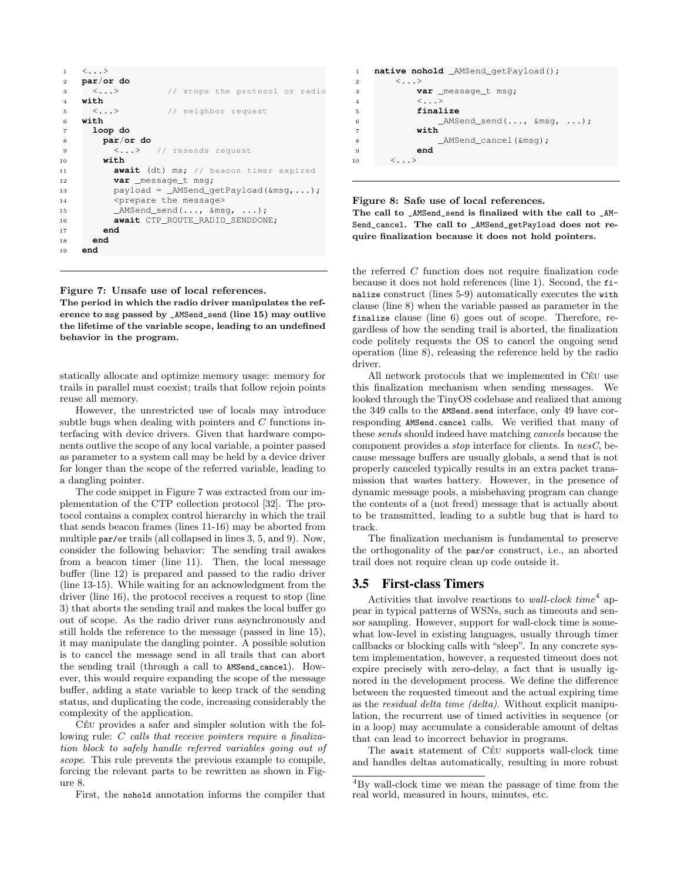```
<...>
par/or do
  <...>           // stops the protocol or radio
with
  <...>           // neighbor request
with
  loop do
    par/or do
      <...>   // resends request
    with
      await (dt) ms; // beacon timer expired
      var _message_t msg;
      payload = _AMSend_getPayload(&msg,...);
      <prepare the message>
      _AMSend_send(..., &msg, ...);
      await CTP_ROUTE_RADIO_SENDDONE;
    end
  end
end
```

**Figure 7: Unsafe use of local references.**
**The period in which the radio driver manipulates the reference to `msg` passed by `_AMSend_send` (line 15) may outlive the lifetime of the variable scope, leading to an undefined behavior in the program.**

statically allocate and optimize memory usage: memory for trails in parallel must coexist; trails that follow rejoin points reuse all memory.

However, the unrestricted use of locals may introduce subtle bugs when dealing with pointers and *C* functions interfacing with device drivers. Given that hardware components outlive the scope of any local variable, a pointer passed as parameter to a system call may be held by a device driver for longer than the scope of the referred variable, leading to a dangling pointer.

The code snippet in Figure 7 was extracted from our implementation of the CTP collection protocol [32]. The protocol contains a complex control hierarchy in which the trail that sends beacon frames (lines 11-16) may be aborted from multiple `par/or` trails (all collapsed in lines 3, 5, and 9). Now, consider the following behavior: The sending trail awakes from a beacon timer (line 11). Then, the local message buffer (line 12) is prepared and passed to the radio driver (line 13-15). While waiting for an acknowledgment from the driver (line 16), the protocol receives a request to stop (line 3) that aborts the sending trail and makes the local buffer go out of scope. As the radio driver runs asynchronously and still holds the reference to the message (passed in line 15), it may manipulate the dangling pointer. A possible solution is to cancel the message send in all trails that can abort the sending trail (through a call to `AMSend_cancel`). However, this would require expanding the scope of the message buffer, adding a state variable to keep track of the sending status, and duplicating the code, increasing considerably the complexity of the application.

Céu provides a safer and simpler solution with the following rule: *C calls that receive pointers require a finalization block to safely handle referred variables going out of scope.* This rule prevents the previous example to compile, forcing the relevant parts to be rewritten as shown in Figure 8.

First, the `nohold` annotation informs the compiler that

```
native nohold _AMSend_getPayload();
    <...>
        var _message_t msg;
        <...>
        finalize
            _AMSend_send(..., &msg, ...);
        with
            _AMSend_cancel(&msg);
        end
    <...>
```

**Figure 8: Safe use of local references.**
**The call to `_AMSend_send` is finalized with the call to `_AMSend_cancel`. The call to `_AMSend_getPayload` does not require finalization because it does not hold pointers.**

the referred *C* function does not require finalization code because it does not hold references (line 1). Second, the `finalize` construct (lines 5-9) automatically executes the `with` clause (line 8) when the variable passed as parameter in the `finalize` clause (line 6) goes out of scope. Therefore, regardless of how the sending trail is aborted, the finalization code politely requests the OS to cancel the ongoing send operation (line 8), releasing the reference held by the radio driver.

All network protocols that we implemented in Céu use this finalization mechanism when sending messages. We looked through the TinyOS codebase and realized that among the 349 calls to the `AMSend.send` interface, only 49 have corresponding `AMSend.cancel` calls. We verified that many of these *sends* should indeed have matching *cancels* because the component provides a *stop* interface for clients. In *nesC*, because message buffers are usually globals, a send that is not properly canceled typically results in an extra packet transmission that wastes battery. However, in the presence of dynamic message pools, a misbehaving program can change the contents of a (not freed) message that is actually about to be transmitted, leading to a subtle bug that is hard to track.

The finalization mechanism is fundamental to preserve the orthogonality of the `par/or` construct, i.e., an aborted trail does not require clean up code outside it.

## 3.5 First-class Timers

Activities that involve reactions to *wall-clock time*[4] appear in typical patterns of WSNs, such as timeouts and sensor sampling. However, support for wall-clock time is somewhat low-level in existing languages, usually through timer callbacks or blocking calls with "sleep". In any concrete system implementation, however, a requested timeout does not expire precisely with zero-delay, a fact that is usually ignored in the development process. We define the difference between the requested timeout and the actual expiring time as the *residual delta time (delta)*. Without explicit manipulation, the recurrent use of timed activities in sequence (or in a loop) may accumulate a considerable amount of deltas that can lead to incorrect behavior in programs.

The `await` statement of Céu supports wall-clock time and handles deltas automatically, resulting in more robust

[4] By wall-clock time we mean the passage of time from the real world, measured in hours, minutes, etc.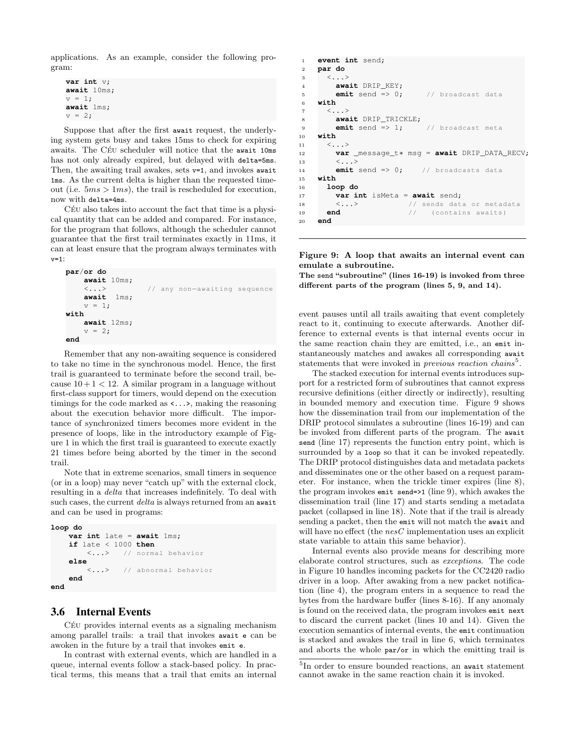applications. As an example, consider the following program:

```
var int v;
await 10ms;
v = 1;
await 1ms;
v = 2;
```

Suppose that after the first `await` request, the underlying system gets busy and takes 15ms to check for expiring awaits. The Céu scheduler will notice that the `await 10ms` has not only already expired, but delayed with `delta=5ms`. Then, the awaiting trail awakes, sets `v=1`, and invokes `await 1ms`. As the current delta is higher than the requested timeout (i.e. $5ms > 1ms$), the trail is rescheduled for execution, now with `delta=4ms`.

Céu also takes into account the fact that time is a physical quantity that can be added and compared. For instance, for the program that follows, although the scheduler cannot guarantee that the first trail terminates exactly in 11ms, it can at least ensure that the program always terminates with `v=1`:

```
par/or do
    await 10ms;
    <...>          // any non-awaiting sequence
    await  1ms;
    v = 1;
with
    await 12ms;
    v = 2;
end
```

Remember that any non-awaiting sequence is considered to take no time in the synchronous model. Hence, the first trail is guaranteed to terminate before the second trail, because $10+1 < 12$. A similar program in a language without first-class support for timers, would depend on the execution timings for the code marked as `<...>`, making the reasoning about the execution behavior more difficult. The importance of synchronized timers becomes more evident in the presence of loops, like in the introductory example of Figure 1 in which the first trail is guaranteed to execute exactly 21 times before being aborted by the timer in the second trail.

Note that in extreme scenarios, small timers in sequence (or in a loop) may never "catch up" with the external clock, resulting in a *delta* that increases indefinitely. To deal with such cases, the current *delta* is always returned from an `await` and can be used in programs:

```
loop do
    var int late = await 1ms;
    if late < 1000 then
        <...>   // normal behavior
    else
        <...>   // abnormal behavior
    end
end
```

## 3.6 Internal Events

Céu provides internal events as a signaling mechanism among parallel trails: a trail that invokes `await e` can be awoken in the future by a trail that invokes `emit e`.

In contrast with external events, which are handled in a queue, internal events follow a stack-based policy. In practical terms, this means that a trail that emits an internal event pauses until all trails awaiting that event completely react to it, continuing to execute afterwards. Another difference to external events is that internal events occur in the same reaction chain they are emitted, i.e., an `emit` instantaneously matches and awakes all corresponding `await` statements that were invoked in *previous reaction chains*[5].

```
1  event int send;
2  par do
3    <...>
4      await DRIP_KEY;
5      emit send => 0;      // broadcast data
6  with
7    <...>
8      await DRIP_TRICKLE;
9      emit send => 1;      // broadcast meta
10 with
11   <...>
12     var _message_t* msg = await DRIP_DATA_RECV;
13     <...>
14     emit send => 0;    // broadcasts data
15 with
16   loop do
17     var int isMeta = await send;
18     <...>            // sends data or metadata
19   end                //   (contains awaits)
20 end
```

**Figure 9: A loop that awaits an internal event can emulate a subroutine.**
**The `send` "subroutine" (lines 16-19) is invoked from three different parts of the program (lines 5, 9, and 14).**

The stacked execution for internal events introduces support for a restricted form of subroutines that cannot express recursive definitions (either directly or indirectly), resulting in bounded memory and execution time. Figure 9 shows how the dissemination trail from our implementation of the DRIP protocol simulates a subroutine (lines 16-19) and can be invoked from different parts of the program. The `await send` (line 17) represents the function entry point, which is surrounded by a `loop` so that it can be invoked repeatedly. The DRIP protocol distinguishes data and metadata packets and disseminates one or the other based on a request parameter. For instance, when the trickle timer expires (line 8), the program invokes `emit send=>1` (line 9), which awakes the dissemination trail (line 17) and starts sending a metadata packet (collapsed in line 18). Note that if the trail is already sending a packet, then the `emit` will not match the `await` and will have no effect (the *nesC* implementation uses an explicit state variable to attain this same behavior).

Internal events also provide means for describing more elaborate control structures, such as *exceptions*. The code in Figure 10 handles incoming packets for the CC2420 radio driver in a loop. After awaking from a new packet notification (line 4), the program enters in a sequence to read the bytes from the hardware buffer (lines 8-16). If any anomaly is found on the received data, the program invokes `emit next` to discard the current packet (lines 10 and 14). Given the execution semantics of internal events, the `emit` continuation is stacked and awakes the trail in line 6, which terminates and aborts the whole `par/or` in which the emitting trail is

[5] In order to ensure bounded reactions, an `await` statement cannot awake in the same reaction chain it is invoked.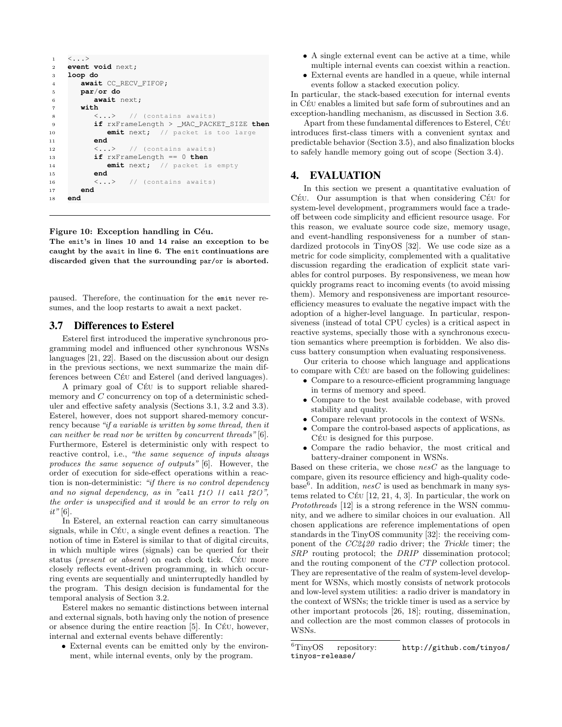```
<...>
event void next;
loop do
   await CC_RECV_FIFOP;
   par/or do
      await next;
   with
      <...>   // (contains awaits)
      if rxFrameLength > _MAC_PACKET_SIZE then
         emit next;  // packet is too large
      end
      <...>   // (contains awaits)
      if rxFrameLength == 0 then
         emit next;  // packet is empty
      end
      <...>   // (contains awaits)
   end
end
```

**Figure 10: Exception handling in Céu.**
**The emit's in lines 10 and 14 raise an exception to be caught by the await in line 6. The emit continuations are discarded given that the surrounding par/or is aborted.**

paused. Therefore, the continuation for the `emit` never resumes, and the loop restarts to await a next packet.

### 3.7 Differences to Esterel

Esterel first introduced the imperative synchronous programming model and influenced other synchronous WSNs languages [21, 22]. Based on the discussion about our design in the previous sections, we next summarize the main differences between Céu and Esterel (and derived languages).

A primary goal of Céu is to support reliable shared-memory and *C* concurrency on top of a deterministic scheduler and effective safety analysis (Sections 3.1, 3.2 and 3.3). Esterel, however, does not support shared-memory concurrency because *"if a variable is written by some thread, then it can neither be read nor be written by concurrent threads"* [6]. Furthermore, Esterel is deterministic only with respect to reactive control, i.e., *"the same sequence of inputs always produces the same sequence of outputs"* [6]. However, the order of execution for side-effect operations within a reaction is non-deterministic: *"if there is no control dependency and no signal dependency, as in "call f1() || call f2()", the order is unspecified and it would be an error to rely on it"* [6].

In Esterel, an external reaction can carry simultaneous signals, while in Céu, a single event defines a reaction. The notion of time in Esterel is similar to that of digital circuits, in which multiple wires (signals) can be queried for their status (*present* or *absent*) on each clock tick. Céu more closely reflects event-driven programming, in which occurring events are sequentially and uninterruptedly handled by the program. This design decision is fundamental for the temporal analysis of Section 3.2.

Esterel makes no semantic distinctions between internal and external signals, both having only the notion of presence or absence during the entire reaction [5]. In Céu, however, internal and external events behave differently:

- External events can be emitted only by the environment, while internal events, only by the program.
- A single external event can be active at a time, while multiple internal events can coexist within a reaction.
- External events are handled in a queue, while internal events follow a stacked execution policy.

In particular, the stack-based execution for internal events in Céu enables a limited but safe form of subroutines and an exception-handling mechanism, as discussed in Section 3.6.

Apart from these fundamental differences to Esterel, Céu introduces first-class timers with a convenient syntax and predictable behavior (Section 3.5), and also finalization blocks to safely handle memory going out of scope (Section 3.4).

## 4. EVALUATION

In this section we present a quantitative evaluation of Céu. Our assumption is that when considering Céu for system-level development, programmers would face a trade-off between code simplicity and efficient resource usage. For this reason, we evaluate source code size, memory usage, and event-handling responsiveness for a number of standardized protocols in TinyOS [32]. We use code size as a metric for code simplicity, complemented with a qualitative discussion regarding the eradication of explicit state variables for control purposes. By responsiveness, we mean how quickly programs react to incoming events (to avoid missing them). Memory and responsiveness are important resource-efficiency measures to evaluate the negative impact with the adoption of a higher-level language. In particular, responsiveness (instead of total CPU cycles) is a critical aspect in reactive systems, specially those with a synchronous execution semantics where preemption is forbidden. We also discuss battery consumption when evaluating responsiveness.

Our criteria to choose which language and applications to compare with Céu are based on the following guidelines:

- Compare to a resource-efficient programming language in terms of memory and speed.
- Compare to the best available codebase, with proved stability and quality.
- Compare relevant protocols in the context of WSNs.
- Compare the control-based aspects of applications, as Céu is designed for this purpose.
- Compare the radio behavior, the most critical and battery-drainer component in WSNs.

Based on these criteria, we chose *nesC* as the language to compare, given its resource efficiency and high-quality codebase[6]. In addition, *nesC* is used as benchmark in many systems related to Céu [12, 21, 4, 3]. In particular, the work on *Protothreads* [12] is a strong reference in the WSN community, and we adhere to similar choices in our evaluation. All chosen applications are reference implementations of open standards in the TinyOS community [32]: the receiving component of the *CC2420* radio driver; the *Trickle* timer; the *SRP* routing protocol; the *DRIP* dissemination protocol; and the routing component of the *CTP* collection protocol. They are representative of the realm of system-level development for WSNs, which mostly consists of network protocols and low-level system utilities: a radio driver is mandatory in the context of WSNs; the trickle timer is used as a service by other important protocols [26, 18]; routing, dissemination, and collection are the most common classes of protocols in WSNs.

[6] TinyOS repository: http://github.com/tinyos/tinyos-release/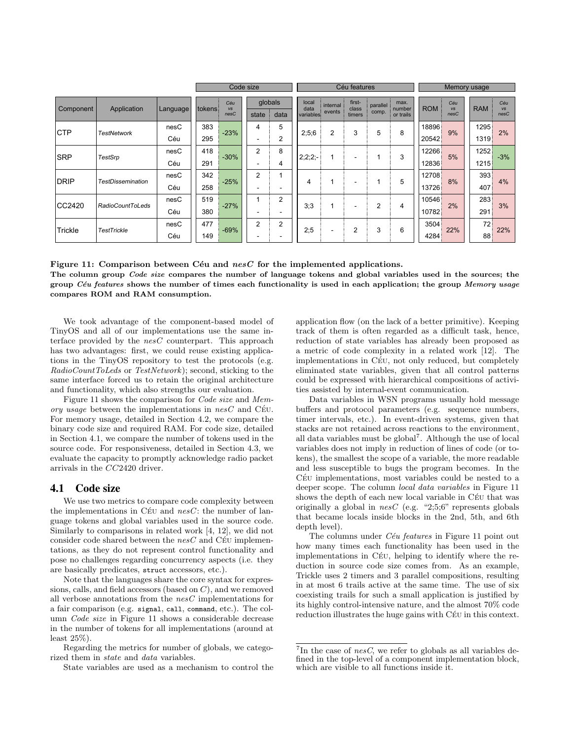| Component | Application | Language | Code size | | | | Céu features | | | | | Memory usage | | | |
|---|---|---|---|---|---|---|---|---|---|---|---|---|---|---|---|
| | | | tokens | Céu vs nesC | globals state | globals data | local data variables | internal events | first-class timers | parallel comp. | max. number or trails | ROM | Céu vs nesC | RAM | Céu vs nesC |
| CTP | *TestNetwork* | nesC | 383 | -23% | 4 | 5 | 2;5;6 | 2 | 3 | 5 | 8 | 18896 | 9% | 1295 | 2% |
| | | Céu | 295 | | - | 2 | | | | | | 20542 | | 1319 | |
| SRP | *TestSrp* | nesC | 418 | -30% | 2 | 8 | 2;2;2;- | 1 | - | 1 | 3 | 12266 | 5% | 1252 | -3% |
| | | Céu | 291 | | - | 4 | | | | | | 12836 | | 1215 | |
| DRIP | *TestDissemination* | nesC | 342 | -25% | 2 | 1 | 4 | 1 | - | 1 | 5 | 12708 | 8% | 393 | 4% |
| | | Céu | 258 | | - | - | | | | | | 13726 | | 407 | |
| CC2420 | *RadioCountToLeds* | nesC | 519 | -27% | 1 | 2 | 3;3 | 1 | - | 2 | 4 | 10546 | 2% | 283 | 3% |
| | | Céu | 380 | | - | - | | | | | | 10782 | | 291 | |
| Trickle | *TestTrickle* | nesC | 477 | -69% | 2 | 2 | 2;5 | - | 2 | 3 | 6 | 3504 | 22% | 72 | 22% |
| | | Céu | 149 | | - | - | | | | | | 4284 | | 88 | |

**Figure 11: Comparison between Céu and *nesC* for the implemented applications.**
**The column group *Code size* compares the number of language tokens and global variables used in the sources; the group *Céu features* shows the number of times each functionality is used in each application; the group *Memory usage* compares ROM and RAM consumption.**

We took advantage of the component-based model of TinyOS and all of our implementations use the same interface provided by the *nesC* counterpart. This approach has two advantages: first, we could reuse existing applications in the TinyOS repository to test the protocols (e.g. *RadioCountToLeds* or *TestNetwork*); second, sticking to the same interface forced us to retain the original architecture and functionality, which also strengths our evaluation.

Figure 11 shows the comparison for *Code size* and *Memory usage* between the implementations in *nesC* and Céu. For memory usage, detailed in Section 4.2, we compare the binary code size and required RAM. For code size, detailed in Section 4.1, we compare the number of tokens used in the source code. For responsiveness, detailed in Section 4.3, we evaluate the capacity to promptly acknowledge radio packet arrivals in the *CC*2420 driver.

## 4.1 Code size

We use two metrics to compare code complexity between the implementations in Céu and *nesC*: the number of language tokens and global variables used in the source code. Similarly to comparisons in related work [4, 12], we did not consider code shared between the *nesC* and Céu implementations, as they do not represent control functionality and pose no challenges regarding concurrency aspects (i.e. they are basically predicates, `struct` accessors, etc.).

Note that the languages share the core syntax for expressions, calls, and field accessors (based on *C*), and we removed all verbose annotations from the *nesC* implementations for a fair comparison (e.g. `signal`, `call`, `command`, etc.). The column *Code size* in Figure 11 shows a considerable decrease in the number of tokens for all implementations (around at least 25%).

Regarding the metrics for number of globals, we categorized them in *state* and *data* variables.

State variables are used as a mechanism to control the application flow (on the lack of a better primitive). Keeping track of them is often regarded as a difficult task, hence, reduction of state variables has already been proposed as a metric of code complexity in a related work [12]. The implementations in Céu, not only reduced, but completely eliminated state variables, given that all control patterns could be expressed with hierarchical compositions of activities assisted by internal-event communication.

Data variables in WSN programs usually hold message buffers and protocol parameters (e.g. sequence numbers, timer intervals, etc.). In event-driven systems, given that stacks are not retained across reactions to the environment, all data variables must be global[7]. Although the use of local variables does not imply in reduction of lines of code (or tokens), the smallest the scope of a variable, the more readable and less susceptible to bugs the program becomes. In the Céu implementations, most variables could be nested to a deeper scope. The column *local data variables* in Figure 11 shows the depth of each new local variable in Céu that was originally a global in *nesC* (e.g. "2;5;6" represents globals that became locals inside blocks in the 2nd, 5th, and 6th depth level).

The columns under *Céu features* in Figure 11 point out how many times each functionality has been used in the implementations in Céu, helping to identify where the reduction in source code size comes from. As an example, Trickle uses 2 timers and 3 parallel compositions, resulting in at most 6 trails active at the same time. The use of six coexisting trails for such a small application is justified by its highly control-intensive nature, and the almost 70% code reduction illustrates the huge gains with Céu in this context.

[7] In the case of *nesC*, we refer to globals as all variables defined in the top-level of a component implementation block, which are visible to all functions inside it.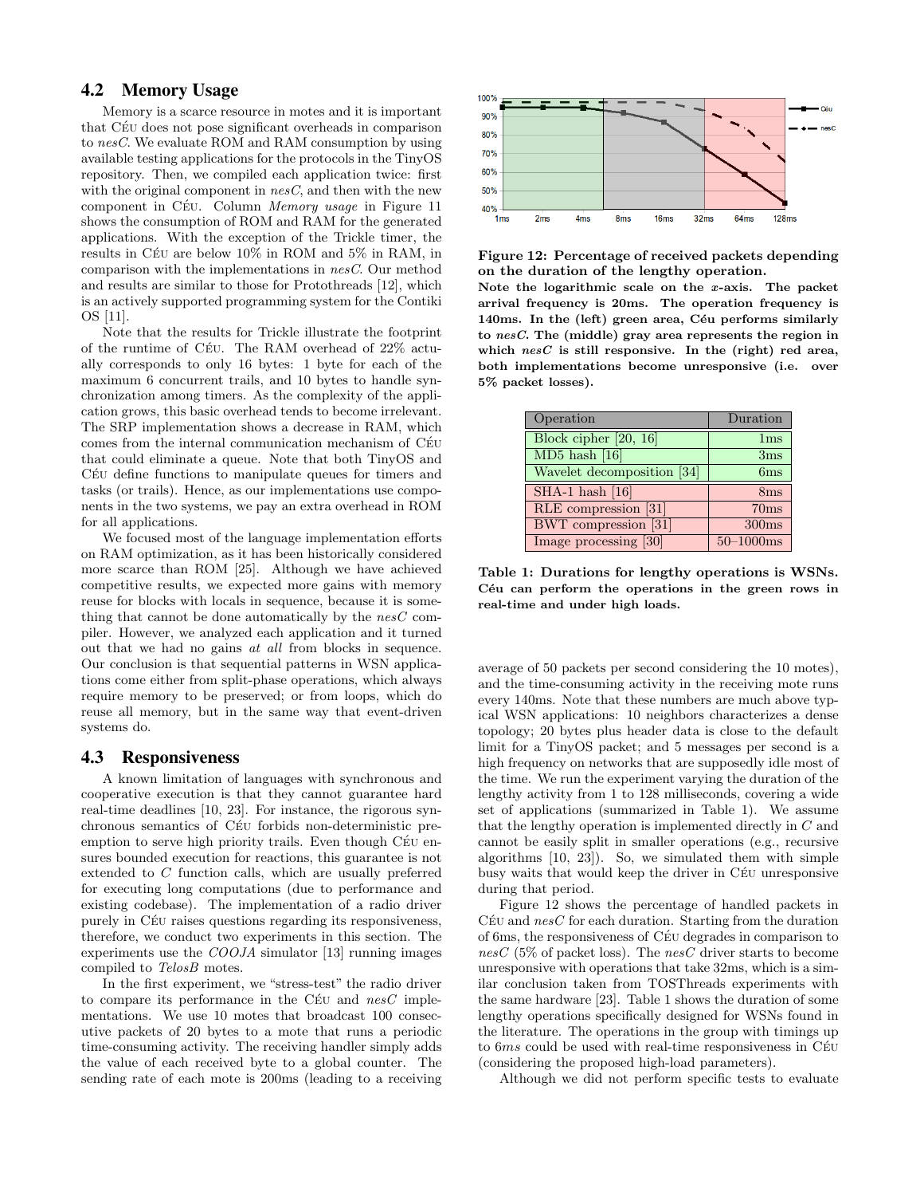## 4.2 Memory Usage

Memory is a scarce resource in motes and it is important that Céu does not pose significant overheads in comparison to *nesC*. We evaluate ROM and RAM consumption by using available testing applications for the protocols in the TinyOS repository. Then, we compiled each application twice: first with the original component in *nesC*, and then with the new component in Céu. Column *Memory usage* in Figure 11 shows the consumption of ROM and RAM for the generated applications. With the exception of the Trickle timer, the results in Céu are below 10% in ROM and 5% in RAM, in comparison with the implementations in *nesC*. Our method and results are similar to those for Protothreads [12], which is an actively supported programming system for the Contiki OS [11].

Note that the results for Trickle illustrate the footprint of the runtime of Céu. The RAM overhead of 22% actually corresponds to only 16 bytes: 1 byte for each of the maximum 6 concurrent trails, and 10 bytes to handle synchronization among timers. As the complexity of the application grows, this basic overhead tends to become irrelevant. The SRP implementation shows a decrease in RAM, which comes from the internal communication mechanism of Céu that could eliminate a queue. Note that both TinyOS and Céu define functions to manipulate queues for timers and tasks (or trails). Hence, as our implementations use components in the two systems, we pay an extra overhead in ROM for all applications.

We focused most of the language implementation efforts on RAM optimization, as it has been historically considered more scarce than ROM [25]. Although we have achieved competitive results, we expected more gains with memory reuse for blocks with locals in sequence, because it is something that cannot be done automatically by the *nesC* compiler. However, we analyzed each application and it turned out that we had no gains *at all* from blocks in sequence. Our conclusion is that sequential patterns in WSN applications come either from split-phase operations, which always require memory to be preserved; or from loops, which do reuse all memory, but in the same way that event-driven systems do.

## 4.3 Responsiveness

A known limitation of languages with synchronous and cooperative execution is that they cannot guarantee hard real-time deadlines [10, 23]. For instance, the rigorous synchronous semantics of Céu forbids non-deterministic preemption to serve high priority trails. Even though Céu ensures bounded execution for reactions, this guarantee is not extended to *C* function calls, which are usually preferred for executing long computations (due to performance and existing codebase). The implementation of a radio driver purely in Céu raises questions regarding its responsiveness, therefore, we conduct two experiments in this section. The experiments use the *COOJA* simulator [13] running images compiled to *TelosB* motes.

In the first experiment, we "stress-test" the radio driver to compare its performance in the Céu and *nesC* implementations. We use 10 motes that broadcast 100 consecutive packets of 20 bytes to a mote that runs a periodic time-consuming activity. The receiving handler simply adds the value of each received byte to a global counter. The sending rate of each mote is 200ms (leading to a receiving average of 50 packets per second considering the 10 motes), and the time-consuming activity in the receiving mote runs every 140ms. Note that these numbers are much above typical WSN applications: 10 neighbors characterizes a dense topology; 20 bytes plus header data is close to the default limit for a TinyOS packet; and 5 messages per second is a high frequency on networks that are supposedly idle most of the time. We run the experiment varying the duration of the lengthy activity from 1 to 128 milliseconds, covering a wide set of applications (summarized in Table 1). We assume that the lengthy operation is implemented directly in *C* and cannot be easily split in smaller operations (e.g., recursive algorithms [10, 23]). So, we simulated them with simple busy waits that would keep the driver in Céu unresponsive during that period.

Figure 12 shows the percentage of handled packets in Céu and *nesC* for each duration. Starting from the duration of 6ms, the responsiveness of Céu degrades in comparison to *nesC* (5% of packet loss). The *nesC* driver starts to become unresponsive with operations that take 32ms, which is a similar conclusion taken from TOSThreads experiments with the same hardware [23]. Table 1 shows the duration of some lengthy operations specifically designed for WSNs found in the literature. The operations in the group with timings up to 6*ms* could be used with real-time responsiveness in Céu (considering the proposed high-load parameters).

**Figure 12: Percentage of received packets depending on the duration of the lengthy operation.**
**Note the logarithmic scale on the *x*-axis. The packet arrival frequency is 20ms. The operation frequency is 140ms. In the (left) green area, Céu performs similarly to *nesC*. The (middle) gray area represents the region in which *nesC* is still responsive. In the (right) red area, both implementations become unresponsive (i.e. over 5% packet losses).**

| Operation | Duration |
|---|---|
| Block cipher [20, 16] | 1ms |
| MD5 hash [16] | 3ms |
| Wavelet decomposition [34] | 6ms |
| SHA-1 hash [16] | 8ms |
| RLE compression [31] | 70ms |
| BWT compression [31] | 300ms |
| Image processing [30] | 50–1000ms |

**Table 1: Durations for lengthy operations is WSNs. Céu can perform the operations in the green rows in real-time and under high loads.**

Although we did not perform specific tests to evaluate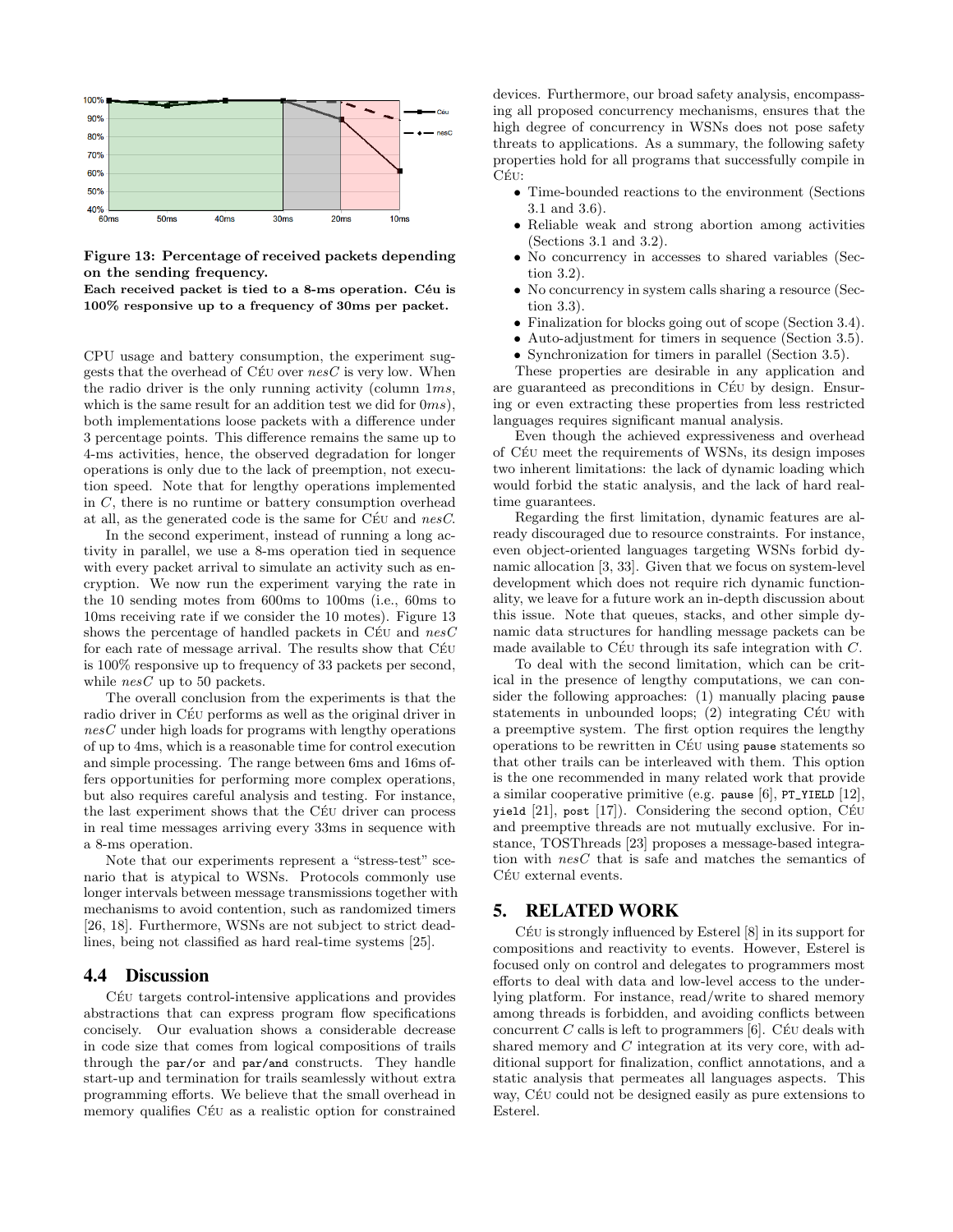**Figure 13: Percentage of received packets depending on the sending frequency.**
**Each received packet is tied to a 8-ms operation. Céu is 100% responsive up to a frequency of 30ms per packet.**

CPU usage and battery consumption, the experiment suggests that the overhead of Céu over *nesC* is very low. When the radio driver is the only running activity (column $1ms$, which is the same result for an addition test we did for $0ms$), both implementations loose packets with a difference under 3 percentage points. This difference remains the same up to 4-ms activities, hence, the observed degradation for longer operations is only due to the lack of preemption, not execution speed. Note that for lengthy operations implemented in *C*, there is no runtime or battery consumption overhead at all, as the generated code is the same for Céu and *nesC*.

In the second experiment, instead of running a long activity in parallel, we use a 8-ms operation tied in sequence with every packet arrival to simulate an activity such as encryption. We now run the experiment varying the rate in the 10 sending motes from 600ms to 100ms (i.e., 60ms to 10ms receiving rate if we consider the 10 motes). Figure 13 shows the percentage of handled packets in Céu and *nesC* for each rate of message arrival. The results show that Céu is 100% responsive up to frequency of 33 packets per second, while *nesC* up to 50 packets.

The overall conclusion from the experiments is that the radio driver in Céu performs as well as the original driver in *nesC* under high loads for programs with lengthy operations of up to 4ms, which is a reasonable time for control execution and simple processing. The range between 6ms and 16ms offers opportunities for performing more complex operations, but also requires careful analysis and testing. For instance, the last experiment shows that the Céu driver can process in real time messages arriving every 33ms in sequence with a 8-ms operation.

Note that our experiments represent a "stress-test" scenario that is atypical to WSNs. Protocols commonly use longer intervals between message transmissions together with mechanisms to avoid contention, such as randomized timers [26, 18]. Furthermore, WSNs are not subject to strict deadlines, being not classified as hard real-time systems [25].

### 4.4 Discussion

Céu targets control-intensive applications and provides abstractions that can express program flow specifications concisely. Our evaluation shows a considerable decrease in code size that comes from logical compositions of trails through the `par/or` and `par/and` constructs. They handle start-up and termination for trails seamlessly without extra programming efforts. We believe that the small overhead in memory qualifies Céu as a realistic option for constrained devices. Furthermore, our broad safety analysis, encompassing all proposed concurrency mechanisms, ensures that the high degree of concurrency in WSNs does not pose safety threats to applications. As a summary, the following safety properties hold for all programs that successfully compile in Céu:

- Time-bounded reactions to the environment (Sections 3.1 and 3.6).
- Reliable weak and strong abortion among activities (Sections 3.1 and 3.2).
- No concurrency in accesses to shared variables (Section 3.2).
- No concurrency in system calls sharing a resource (Section 3.3).
- Finalization for blocks going out of scope (Section 3.4).
- Auto-adjustment for timers in sequence (Section 3.5).
- Synchronization for timers in parallel (Section 3.5).

These properties are desirable in any application and are guaranteed as preconditions in Céu by design. Ensuring or even extracting these properties from less restricted languages requires significant manual analysis.

Even though the achieved expressiveness and overhead of Céu meet the requirements of WSNs, its design imposes two inherent limitations: the lack of dynamic loading which would forbid the static analysis, and the lack of hard real-time guarantees.

Regarding the first limitation, dynamic features are already discouraged due to resource constraints. For instance, even object-oriented languages targeting WSNs forbid dynamic allocation [3, 33]. Given that we focus on system-level development which does not require rich dynamic functionality, we leave for a future work an in-depth discussion about this issue. Note that queues, stacks, and other simple dynamic data structures for handling message packets can be made available to Céu through its safe integration with *C*.

To deal with the second limitation, which can be critical in the presence of lengthy computations, we can consider the following approaches: (1) manually placing `pause` statements in unbounded loops; (2) integrating Céu with a preemptive system. The first option requires the lengthy operations to be rewritten in Céu using `pause` statements so that other trails can be interleaved with them. This option is the one recommended in many related work that provide a similar cooperative primitive (e.g. `pause` [6], `PT_YIELD` [12], `yield` [21], `post` [17]). Considering the second option, Céu and preemptive threads are not mutually exclusive. For instance, TOSThreads [23] proposes a message-based integration with *nesC* that is safe and matches the semantics of Céu external events.

## 5. RELATED WORK

Céu is strongly influenced by Esterel [8] in its support for compositions and reactivity to events. However, Esterel is focused only on control and delegates to programmers most efforts to deal with data and low-level access to the underlying platform. For instance, read/write to shared memory among threads is forbidden, and avoiding conflicts between concurrent *C* calls is left to programmers [6]. Céu deals with shared memory and *C* integration at its very core, with additional support for finalization, conflict annotations, and a static analysis that permeates all languages aspects. This way, Céu could not be designed easily as pure extensions to Esterel.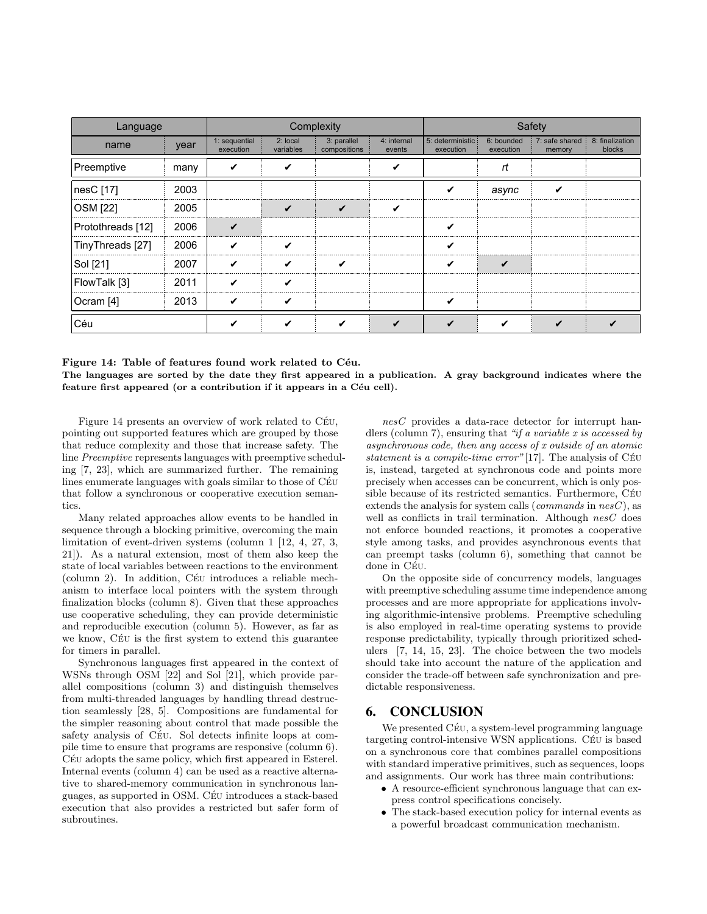| Language | | Complexity | | | | Safety | | | |
|---|---|---|---|---|---|---|---|---|---|
| name | year | 1: sequential execution | 2: local variables | 3: parallel compositions | 4: internal events | 5: deterministic execution | 6: bounded execution | 7: safe shared memory | 8: finalization blocks |
| Preemptive | many | ✔ | ✔ | | ✔ | | *rt* | | |
| nesC [17] | 2003 | | | | | ✔ | *async* | ✔ | |
| OSM [22] | 2005 | | ✔ | ✔ | ✔ | | | | |
| Protothreads [12] | 2006 | ✔ | | | | ✔ | | | |
| TinyThreads [27] | 2006 | ✔ | ✔ | | | ✔ | | | |
| Sol [21] | 2007 | ✔ | ✔ | ✔ | | ✔ | ✔ | | |
| FlowTalk [3] | 2011 | ✔ | ✔ | | | | | | |
| Ocram [4] | 2013 | ✔ | ✔ | | | ✔ | | | |
| Céu | | ✔ | ✔ | ✔ | ✔ | ✔ | ✔ | ✔ | ✔ |

**Figure 14: Table of features found work related to Céu.**
**The languages are sorted by the date they first appeared in a publication. A gray background indicates where the feature first appeared (or a contribution if it appears in a Céu cell).**

Figure 14 presents an overview of work related to Céu, pointing out supported features which are grouped by those that reduce complexity and those that increase safety. The line *Preemptive* represents languages with preemptive scheduling [7, 23], which are summarized further. The remaining lines enumerate languages with goals similar to those of Céu that follow a synchronous or cooperative execution semantics.

Many related approaches allow events to be handled in sequence through a blocking primitive, overcoming the main limitation of event-driven systems (column 1 [12, 4, 27, 3, 21]). As a natural extension, most of them also keep the state of local variables between reactions to the environment (column 2). In addition, Céu introduces a reliable mechanism to interface local pointers with the system through finalization blocks (column 8). Given that these approaches use cooperative scheduling, they can provide deterministic and reproducible execution (column 5). However, as far as we know, Céu is the first system to extend this guarantee for timers in parallel.

Synchronous languages first appeared in the context of WSNs through OSM [22] and Sol [21], which provide parallel compositions (column 3) and distinguish themselves from multi-threaded languages by handling thread destruction seamlessly [28, 5]. Compositions are fundamental for the simpler reasoning about control that made possible the safety analysis of Céu. Sol detects infinite loops at compile time to ensure that programs are responsive (column 6). Céu adopts the same policy, which first appeared in Esterel. Internal events (column 4) can be used as a reactive alternative to shared-memory communication in synchronous languages, as supported in OSM. Céu introduces a stack-based execution that also provides a restricted but safer form of subroutines.

*nesC* provides a data-race detector for interrupt handlers (column 7), ensuring that *"if a variable x is accessed by asynchronous code, then any access of x outside of an atomic statement is a compile-time error"*[17]. The analysis of Céu is, instead, targeted at synchronous code and points more precisely when accesses can be concurrent, which is only possible because of its restricted semantics. Furthermore, Céu extends the analysis for system calls (*commands* in *nesC*), as well as conflicts in trail termination. Although *nesC* does not enforce bounded reactions, it promotes a cooperative style among tasks, and provides asynchronous events that can preempt tasks (column 6), something that cannot be done in Céu.

On the opposite side of concurrency models, languages with preemptive scheduling assume time independence among processes and are more appropriate for applications involving algorithmic-intensive problems. Preemptive scheduling is also employed in real-time operating systems to provide response predictability, typically through prioritized schedulers [7, 14, 15, 23]. The choice between the two models should take into account the nature of the application and consider the trade-off between safe synchronization and predictable responsiveness.

## 6. CONCLUSION

We presented Céu, a system-level programming language targeting control-intensive WSN applications. Céu is based on a synchronous core that combines parallel compositions with standard imperative primitives, such as sequences, loops and assignments. Our work has three main contributions:

- A resource-efficient synchronous language that can express control specifications concisely.
- The stack-based execution policy for internal events as a powerful broadcast communication mechanism.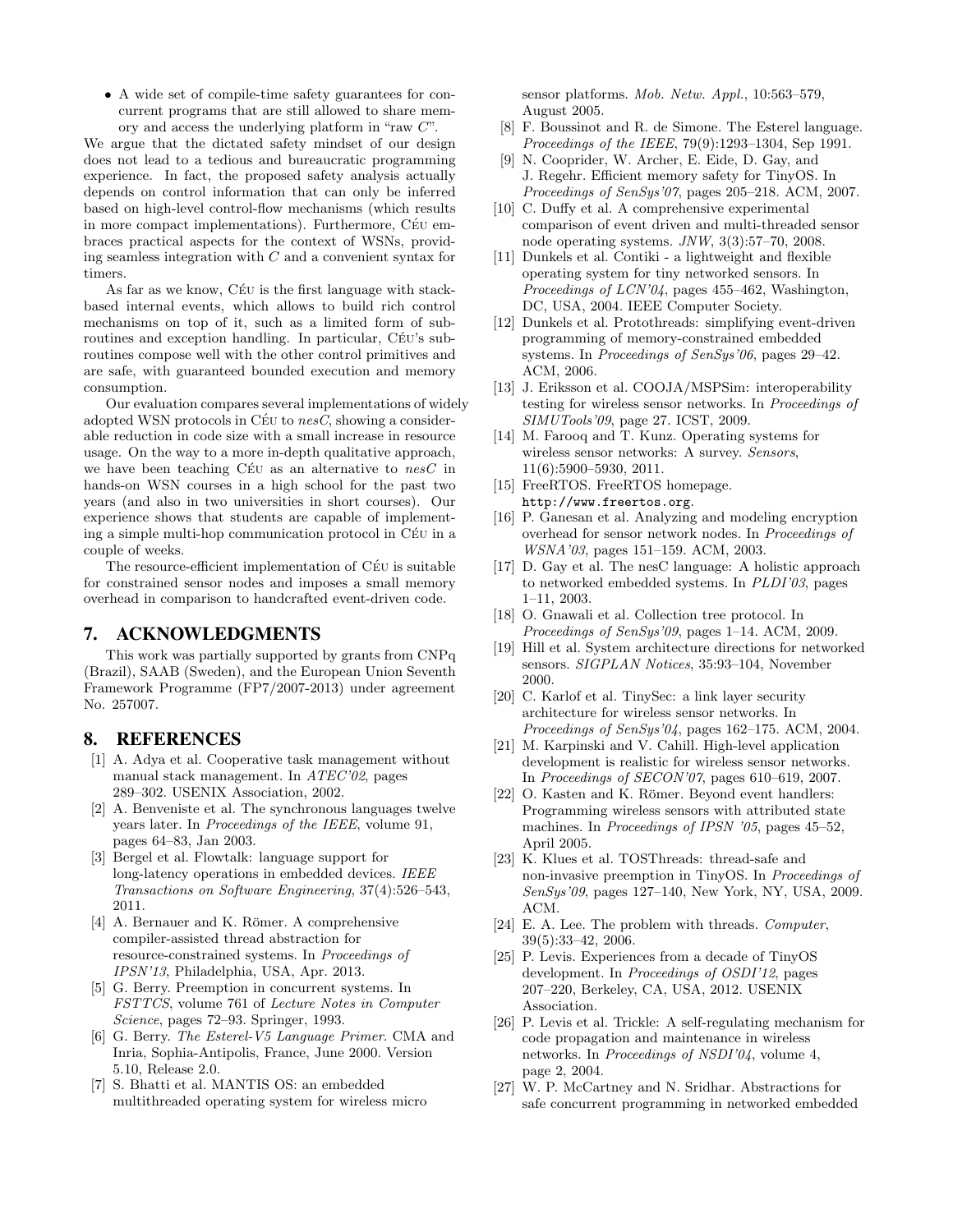- A wide set of compile-time safety guarantees for concurrent programs that are still allowed to share memory and access the underlying platform in "raw *C*".

We argue that the dictated safety mindset of our design does not lead to a tedious and bureaucratic programming experience. In fact, the proposed safety analysis actually depends on control information that can only be inferred based on high-level control-flow mechanisms (which results in more compact implementations). Furthermore, Céu embraces practical aspects for the context of WSNs, providing seamless integration with *C* and a convenient syntax for timers.

As far as we know, Céu is the first language with stack-based internal events, which allows to build rich control mechanisms on top of it, such as a limited form of subroutines and exception handling. In particular, Céu's subroutines compose well with the other control primitives and are safe, with guaranteed bounded execution and memory consumption.

Our evaluation compares several implementations of widely adopted WSN protocols in Céu to *nesC*, showing a considerable reduction in code size with a small increase in resource usage. On the way to a more in-depth qualitative approach, we have been teaching Céu as an alternative to *nesC* in hands-on WSN courses in a high school for the past two years (and also in two universities in short courses). Our experience shows that students are capable of implementing a simple multi-hop communication protocol in Céu in a couple of weeks.

The resource-efficient implementation of Céu is suitable for constrained sensor nodes and imposes a small memory overhead in comparison to handcrafted event-driven code.

## 7. ACKNOWLEDGMENTS

This work was partially supported by grants from CNPq (Brazil), SAAB (Sweden), and the European Union Seventh Framework Programme (FP7/2007-2013) under agreement No. 257007.

## 8. REFERENCES

[1] A. Adya et al. Cooperative task management without manual stack management. In *ATEC'02*, pages 289–302. USENIX Association, 2002.

[2] A. Benveniste et al. The synchronous languages twelve years later. In *Proceedings of the IEEE*, volume 91, pages 64–83, Jan 2003.

[3] Bergel et al. Flowtalk: language support for long-latency operations in embedded devices. *IEEE Transactions on Software Engineering*, 37(4):526–543, 2011.

[4] A. Bernauer and K. Römer. A comprehensive compiler-assisted thread abstraction for resource-constrained systems. In *Proceedings of IPSN'13*, Philadelphia, USA, Apr. 2013.

[5] G. Berry. Preemption in concurrent systems. In *FSTTCS*, volume 761 of *Lecture Notes in Computer Science*, pages 72–93. Springer, 1993.

[6] G. Berry. *The Esterel-V5 Language Primer*. CMA and Inria, Sophia-Antipolis, France, June 2000. Version 5.10, Release 2.0.

[7] S. Bhatti et al. MANTIS OS: an embedded multithreaded operating system for wireless micro sensor platforms. *Mob. Netw. Appl.*, 10:563–579, August 2005.

[8] F. Boussinot and R. de Simone. The Esterel language. *Proceedings of the IEEE*, 79(9):1293–1304, Sep 1991.

[9] N. Cooprider, W. Archer, E. Eide, D. Gay, and J. Regehr. Efficient memory safety for TinyOS. In *Proceedings of SenSys'07*, pages 205–218. ACM, 2007.

[10] C. Duffy et al. A comprehensive experimental comparison of event driven and multi-threaded sensor node operating systems. *JNW*, 3(3):57–70, 2008.

[11] Dunkels et al. Contiki - a lightweight and flexible operating system for tiny networked sensors. In *Proceedings of LCN'04*, pages 455–462, Washington, DC, USA, 2004. IEEE Computer Society.

[12] Dunkels et al. Protothreads: simplifying event-driven programming of memory-constrained embedded systems. In *Proceedings of SenSys'06*, pages 29–42. ACM, 2006.

[13] J. Eriksson et al. COOJA/MSPSim: interoperability testing for wireless sensor networks. In *Proceedings of SIMUTools'09*, page 27. ICST, 2009.

[14] M. Farooq and T. Kunz. Operating systems for wireless sensor networks: A survey. *Sensors*, 11(6):5900–5930, 2011.

[15] FreeRTOS. FreeRTOS homepage. http://www.freertos.org.

[16] P. Ganesan et al. Analyzing and modeling encryption overhead for sensor network nodes. In *Proceedings of WSNA'03*, pages 151–159. ACM, 2003.

[17] D. Gay et al. The nesC language: A holistic approach to networked embedded systems. In *PLDI'03*, pages 1–11, 2003.

[18] O. Gnawali et al. Collection tree protocol. In *Proceedings of SenSys'09*, pages 1–14. ACM, 2009.

[19] Hill et al. System architecture directions for networked sensors. *SIGPLAN Notices*, 35:93–104, November 2000.

[20] C. Karlof et al. TinySec: a link layer security architecture for wireless sensor networks. In *Proceedings of SenSys'04*, pages 162–175. ACM, 2004.

[21] M. Karpinski and V. Cahill. High-level application development is realistic for wireless sensor networks. In *Proceedings of SECON'07*, pages 610–619, 2007.

[22] O. Kasten and K. Römer. Beyond event handlers: Programming wireless sensors with attributed state machines. In *Proceedings of IPSN '05*, pages 45–52, April 2005.

[23] K. Klues et al. TOSThreads: thread-safe and non-invasive preemption in TinyOS. In *Proceedings of SenSys'09*, pages 127–140, New York, NY, USA, 2009. ACM.

[24] E. A. Lee. The problem with threads. *Computer*, 39(5):33–42, 2006.

[25] P. Levis. Experiences from a decade of TinyOS development. In *Proceedings of OSDI'12*, pages 207–220, Berkeley, CA, USA, 2012. USENIX Association.

[26] P. Levis et al. Trickle: A self-regulating mechanism for code propagation and maintenance in wireless networks. In *Proceedings of NSDI'04*, volume 4, page 2, 2004.

[27] W. P. McCartney and N. Sridhar. Abstractions for safe concurrent programming in networked embedded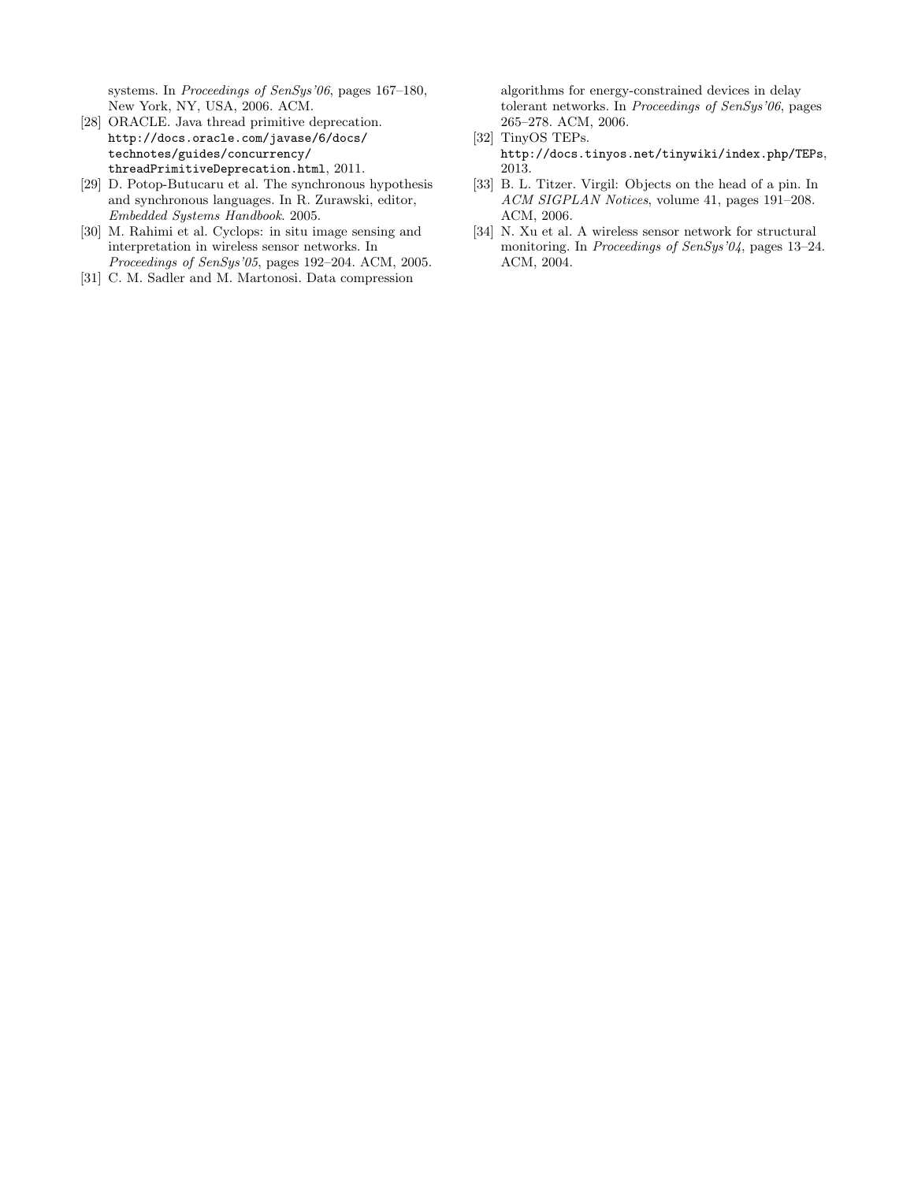systems. In *Proceedings of SenSys'06*, pages 167–180, New York, NY, USA, 2006. ACM.

[28] ORACLE. Java thread primitive deprecation. `http://docs.oracle.com/javase/6/docs/technotes/guides/concurrency/threadPrimitiveDeprecation.html`, 2011.

[29] D. Potop-Butucaru et al. The synchronous hypothesis and synchronous languages. In R. Zurawski, editor, *Embedded Systems Handbook*. 2005.

[30] M. Rahimi et al. Cyclops: in situ image sensing and interpretation in wireless sensor networks. In *Proceedings of SenSys'05*, pages 192–204. ACM, 2005.

[31] C. M. Sadler and M. Martonosi. Data compression algorithms for energy-constrained devices in delay tolerant networks. In *Proceedings of SenSys'06*, pages 265–278. ACM, 2006.

[32] TinyOS TEPs. `http://docs.tinyos.net/tinywiki/index.php/TEPs`, 2013.

[33] B. L. Titzer. Virgil: Objects on the head of a pin. In *ACM SIGPLAN Notices*, volume 41, pages 191–208. ACM, 2006.

[34] N. Xu et al. A wireless sensor network for structural monitoring. In *Proceedings of SenSys'04*, pages 13–24. ACM, 2004.